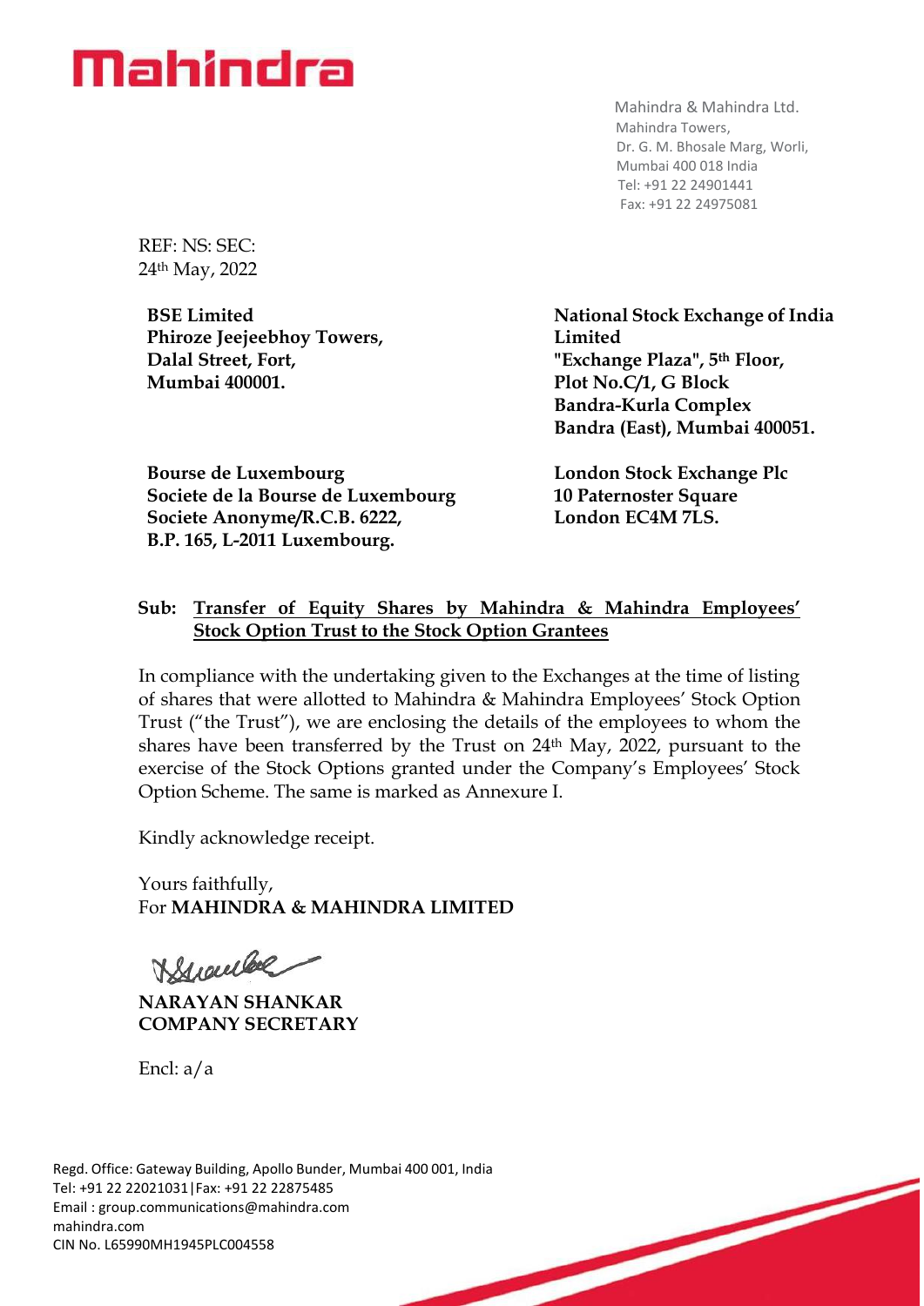# Mahindra

Mahindra & Mahindra Ltd.
Mahindra Towers,
Dr. G. M. Bhosale Marg, Worli,
Mumbai 400 018 India
Tel: +91 22 24901441
Fax: +91 22 24975081

REF: NS: SEC:
24th May, 2022

**BSE Limited**
**Phiroze Jeejeebhoy Towers,**
**Dalal Street, Fort,**
**Mumbai 400001.**

**National Stock Exchange of India Limited**
**"Exchange Plaza", 5th Floor,**
**Plot No.C/1, G Block**
**Bandra-Kurla Complex**
**Bandra (East), Mumbai 400051.**

**Bourse de Luxembourg**
**Societe de la Bourse de Luxembourg**
**Societe Anonyme/R.C.B. 6222,**
**B.P. 165, L-2011 Luxembourg.**

**London Stock Exchange Plc**
**10 Paternoster Square**
**London EC4M 7LS.**

**Sub: Transfer of Equity Shares by Mahindra & Mahindra Employees' Stock Option Trust to the Stock Option Grantees**

In compliance with the undertaking given to the Exchanges at the time of listing of shares that were allotted to Mahindra & Mahindra Employees' Stock Option Trust ("the Trust"), we are enclosing the details of the employees to whom the shares have been transferred by the Trust on 24th May, 2022, pursuant to the exercise of the Stock Options granted under the Company's Employees' Stock Option Scheme. The same is marked as Annexure I.

Kindly acknowledge receipt.

Yours faithfully,
For **MAHINDRA & MAHINDRA LIMITED**

**NARAYAN SHANKAR**
**COMPANY SECRETARY**

Encl: a/a

Regd. Office: Gateway Building, Apollo Bunder, Mumbai 400 001, India
Tel: +91 22 22021031|Fax: +91 22 22875485
Email : group.communications@mahindra.com
mahindra.com
CIN No. L65990MH1945PLC004558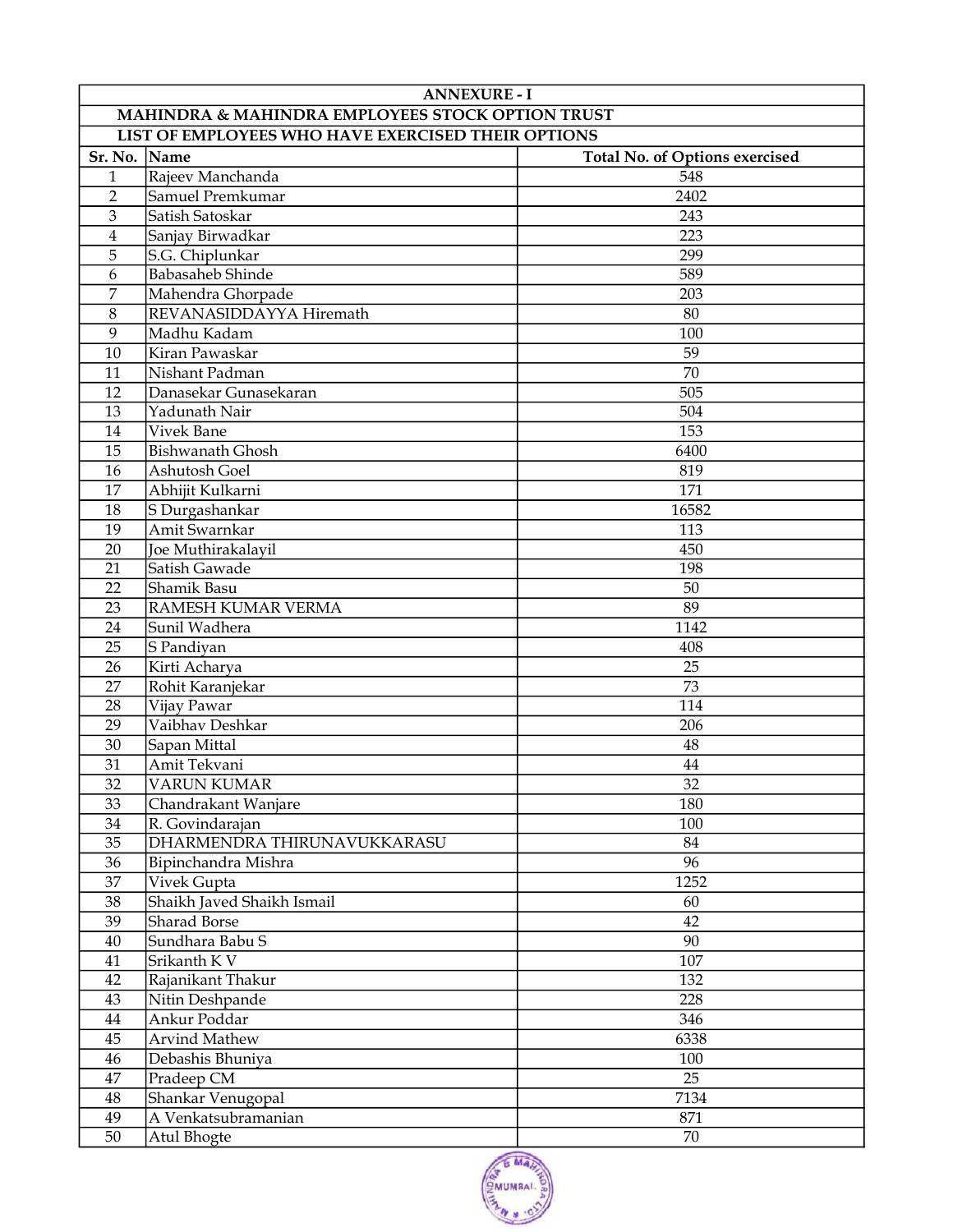| ANNEXURE - I | | |
|---|---|---|
| MAHINDRA & MAHINDRA EMPLOYEES STOCK OPTION TRUST | | |
| LIST OF EMPLOYEES WHO HAVE EXERCISED THEIR OPTIONS | | |
| **Sr. No.** | **Name** | **Total No. of Options exercised** |
| 1 | Rajeev Manchanda | 548 |
| 2 | Samuel Premkumar | 2402 |
| 3 | Satish Satoskar | 243 |
| 4 | Sanjay Birwadkar | 223 |
| 5 | S.G. Chiplunkar | 299 |
| 6 | Babasaheb Shinde | 589 |
| 7 | Mahendra Ghorpade | 203 |
| 8 | REVANASIDDAYYA Hiremath | 80 |
| 9 | Madhu Kadam | 100 |
| 10 | Kiran Pawaskar | 59 |
| 11 | Nishant Padman | 70 |
| 12 | Danasekar Gunasekaran | 505 |
| 13 | Yadunath Nair | 504 |
| 14 | Vivek Bane | 153 |
| 15 | Bishwanath Ghosh | 6400 |
| 16 | Ashutosh Goel | 819 |
| 17 | Abhijit Kulkarni | 171 |
| 18 | S Durgashankar | 16582 |
| 19 | Amit Swarnkar | 113 |
| 20 | Joe Muthirakalayil | 450 |
| 21 | Satish Gawade | 198 |
| 22 | Shamik Basu | 50 |
| 23 | RAMESH KUMAR VERMA | 89 |
| 24 | Sunil Wadhera | 1142 |
| 25 | S Pandiyan | 408 |
| 26 | Kirti Acharya | 25 |
| 27 | Rohit Karanjekar | 73 |
| 28 | Vijay Pawar | 114 |
| 29 | Vaibhav Deshkar | 206 |
| 30 | Sapan Mittal | 48 |
| 31 | Amit Tekvani | 44 |
| 32 | VARUN KUMAR | 32 |
| 33 | Chandrakant Wanjare | 180 |
| 34 | R. Govindarajan | 100 |
| 35 | DHARMENDRA THIRUNAVUKKARASU | 84 |
| 36 | Bipinchandra Mishra | 96 |
| 37 | Vivek Gupta | 1252 |
| 38 | Shaikh Javed Shaikh Ismail | 60 |
| 39 | Sharad Borse | 42 |
| 40 | Sundhara Babu S | 90 |
| 41 | Srikanth K V | 107 |
| 42 | Rajanikant Thakur | 132 |
| 43 | Nitin Deshpande | 228 |
| 44 | Ankur Poddar | 346 |
| 45 | Arvind Mathew | 6338 |
| 46 | Debashis Bhuniya | 100 |
| 47 | Pradeep CM | 25 |
| 48 | Shankar Venugopal | 7134 |
| 49 | A Venkatsubramanian | 871 |
| 50 | Atul Bhogte | 70 |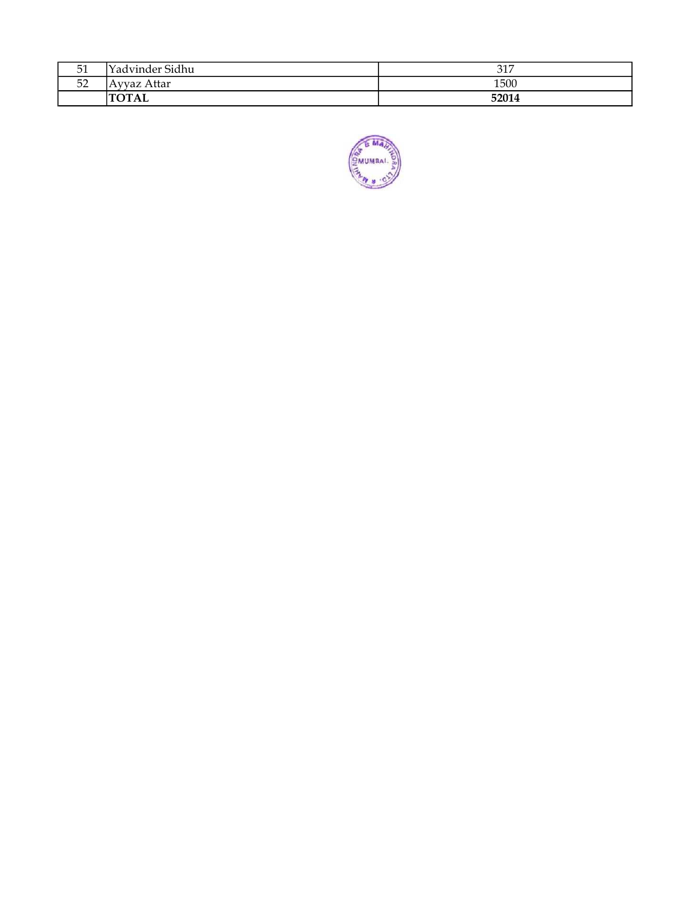| | | |
|---|---|---|
| 51 | Yadvinder Sidhu | 317 |
| 52 | Ayyaz Attar | 1500 |
| | **TOTAL** | **52014** |